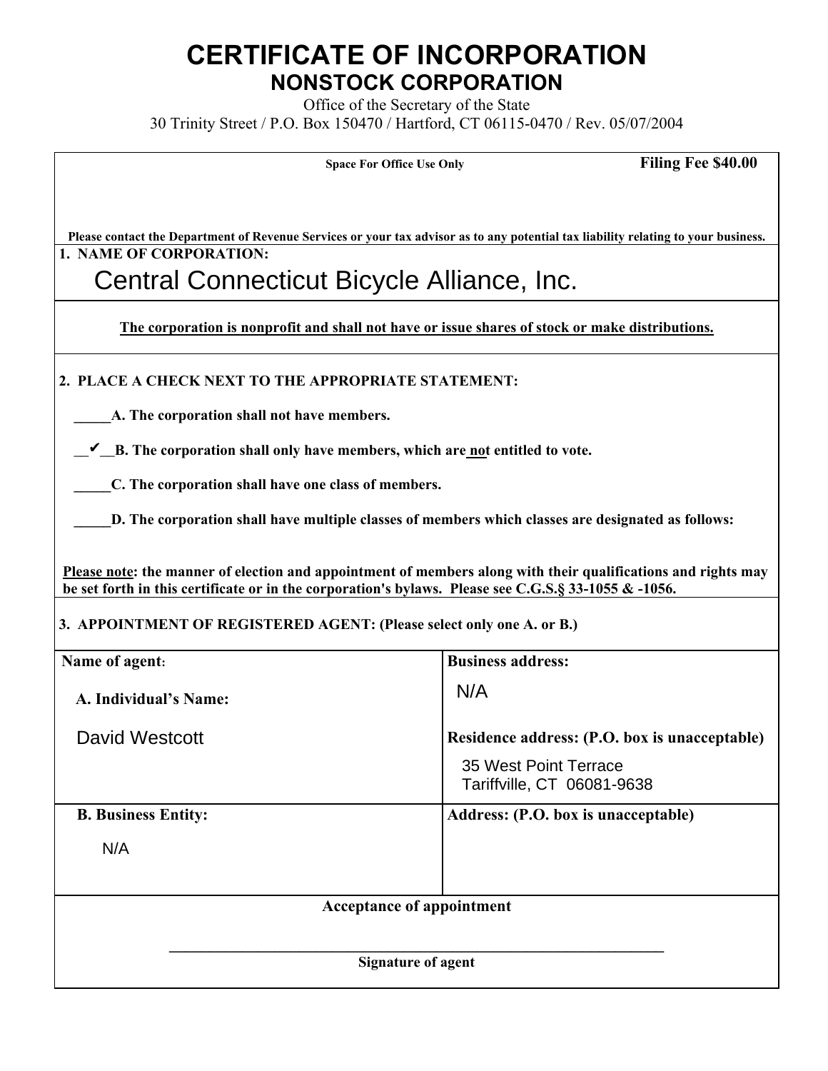# CERTIFICATE OF INCORPORATION
## NONSTOCK CORPORATION

Office of the Secretary of the State
30 Trinity Street / P.O. Box 150470 / Hartford, CT 06115-0470 / Rev. 05/07/2004

**Space For Office Use Only** **Filing Fee $40.00**

**Please contact the Department of Revenue Services or your tax advisor as to any potential tax liability relating to your business.**

**1. NAME OF CORPORATION:**

Central Connecticut Bicycle Alliance, Inc.

**The corporation is nonprofit and shall not have or issue shares of stock or make distributions.**

**2. PLACE A CHECK NEXT TO THE APPROPRIATE STATEMENT:**

_____**A. The corporation shall not have members.**

__✔__**B. The corporation shall only have members, which are not entitled to vote.**

_____**C. The corporation shall have one class of members.**

_____**D. The corporation shall have multiple classes of members which classes are designated as follows:**

**Please note: the manner of election and appointment of members along with their qualifications and rights may be set forth in this certificate or in the corporation's bylaws. Please see C.G.S.§ 33-1055 & -1056.**

**3. APPOINTMENT OF REGISTERED AGENT: (Please select only one A. or B.)**

| **Name of agent:** | **Business address:** |
|---|---|
| **A. Individual's Name:** David Westcott | N/A<br>**Residence address: (P.O. box is unacceptable)**<br>35 West Point Terrace<br>Tariffville, CT 06081-9638 |
| **B. Business Entity:** N/A | **Address: (P.O. box is unacceptable)** |

**Acceptance of appointment**

_______________________________________________
**Signature of agent**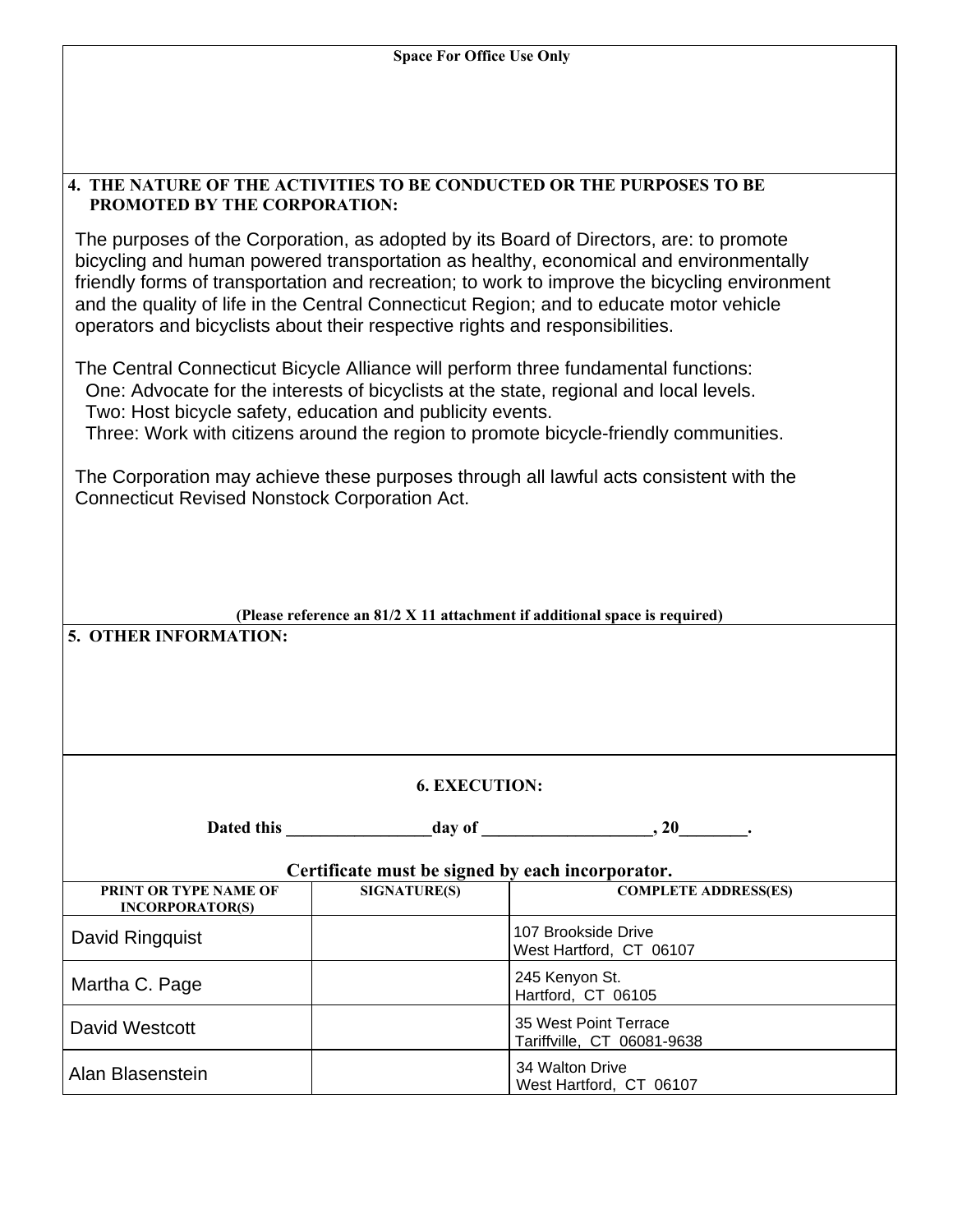**Space For Office Use Only**

**4. THE NATURE OF THE ACTIVITIES TO BE CONDUCTED OR THE PURPOSES TO BE PROMOTED BY THE CORPORATION:**

The purposes of the Corporation, as adopted by its Board of Directors, are: to promote bicycling and human powered transportation as healthy, economical and environmentally friendly forms of transportation and recreation; to work to improve the bicycling environment and the quality of life in the Central Connecticut Region; and to educate motor vehicle operators and bicyclists about their respective rights and responsibilities.

The Central Connecticut Bicycle Alliance will perform three fundamental functions:
One: Advocate for the interests of bicyclists at the state, regional and local levels.
Two: Host bicycle safety, education and publicity events.
Three: Work with citizens around the region to promote bicycle-friendly communities.

The Corporation may achieve these purposes through all lawful acts consistent with the Connecticut Revised Nonstock Corporation Act.

**(Please reference an 81/2 X 11 attachment if additional space is required)**

**5. OTHER INFORMATION:**

**6. EXECUTION:**

**Dated this \_\_\_\_\_\_\_\_\_\_\_\_\_\_\_\_day of \_\_\_\_\_\_\_\_\_\_\_\_\_\_\_\_\_\_\_, 20\_\_\_\_\_\_\_\_.**

**Certificate must be signed by each incorporator.**

| PRINT OR TYPE NAME OF INCORPORATOR(S) | SIGNATURE(S) | COMPLETE ADDRESS(ES) |
|---|---|---|
| David Ringquist | | 107 Brookside Drive West Hartford, CT 06107 |
| Martha C. Page | | 245 Kenyon St. Hartford, CT 06105 |
| David Westcott | | 35 West Point Terrace Tariffville, CT 06081-9638 |
| Alan Blasenstein | | 34 Walton Drive West Hartford, CT 06107 |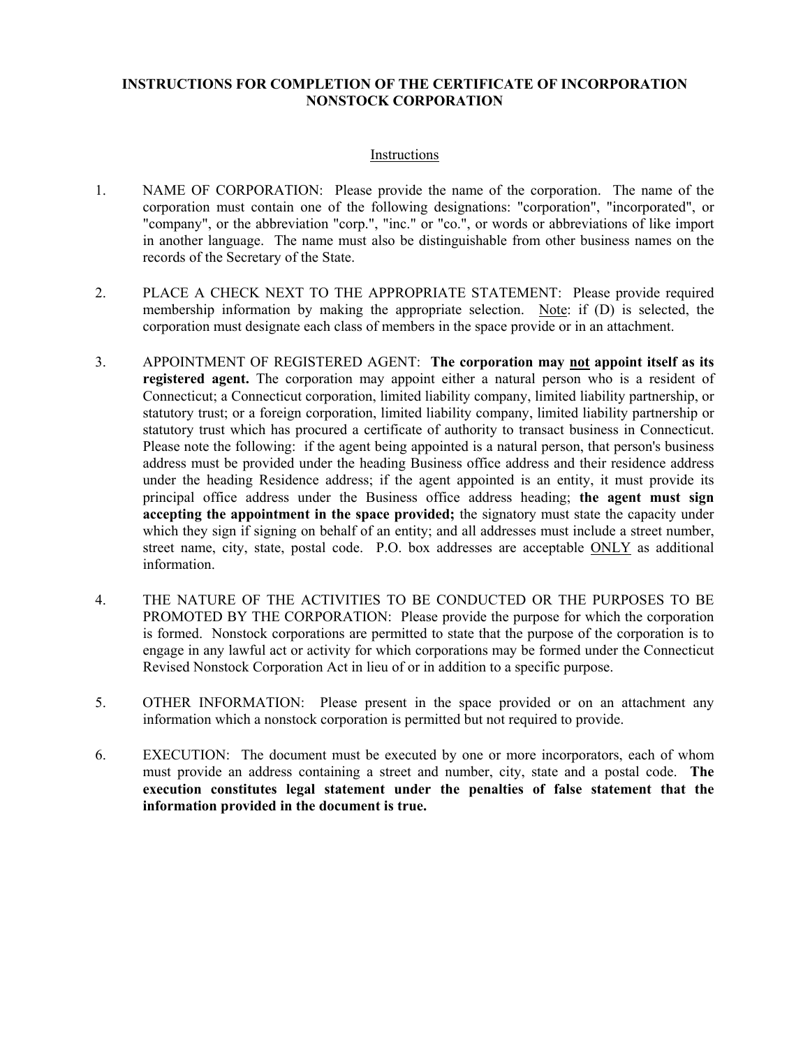**INSTRUCTIONS FOR COMPLETION OF THE CERTIFICATE OF INCORPORATION NONSTOCK CORPORATION**

<u>Instructions</u>

1. NAME OF CORPORATION: Please provide the name of the corporation. The name of the corporation must contain one of the following designations: "corporation", "incorporated", or "company", or the abbreviation "corp.", "inc." or "co.", or words or abbreviations of like import in another language. The name must also be distinguishable from other business names on the records of the Secretary of the State.

2. PLACE A CHECK NEXT TO THE APPROPRIATE STATEMENT: Please provide required membership information by making the appropriate selection. <u>Note</u>: if (D) is selected, the corporation must designate each class of members in the space provide or in an attachment.

3. APPOINTMENT OF REGISTERED AGENT: **The corporation may <u>not</u> appoint itself as its registered agent.** The corporation may appoint either a natural person who is a resident of Connecticut; a Connecticut corporation, limited liability company, limited liability partnership, or statutory trust; or a foreign corporation, limited liability company, limited liability partnership or statutory trust which has procured a certificate of authority to transact business in Connecticut. Please note the following: if the agent being appointed is a natural person, that person's business address must be provided under the heading Business office address and their residence address under the heading Residence address; if the agent appointed is an entity, it must provide its principal office address under the Business office address heading; **the agent must sign accepting the appointment in the space provided;** the signatory must state the capacity under which they sign if signing on behalf of an entity; and all addresses must include a street number, street name, city, state, postal code. P.O. box addresses are acceptable <u>ONLY</u> as additional information.

4. THE NATURE OF THE ACTIVITIES TO BE CONDUCTED OR THE PURPOSES TO BE PROMOTED BY THE CORPORATION: Please provide the purpose for which the corporation is formed. Nonstock corporations are permitted to state that the purpose of the corporation is to engage in any lawful act or activity for which corporations may be formed under the Connecticut Revised Nonstock Corporation Act in lieu of or in addition to a specific purpose.

5. OTHER INFORMATION: Please present in the space provided or on an attachment any information which a nonstock corporation is permitted but not required to provide.

6. EXECUTION: The document must be executed by one or more incorporators, each of whom must provide an address containing a street and number, city, state and a postal code. **The execution constitutes legal statement under the penalties of false statement that the information provided in the document is true.**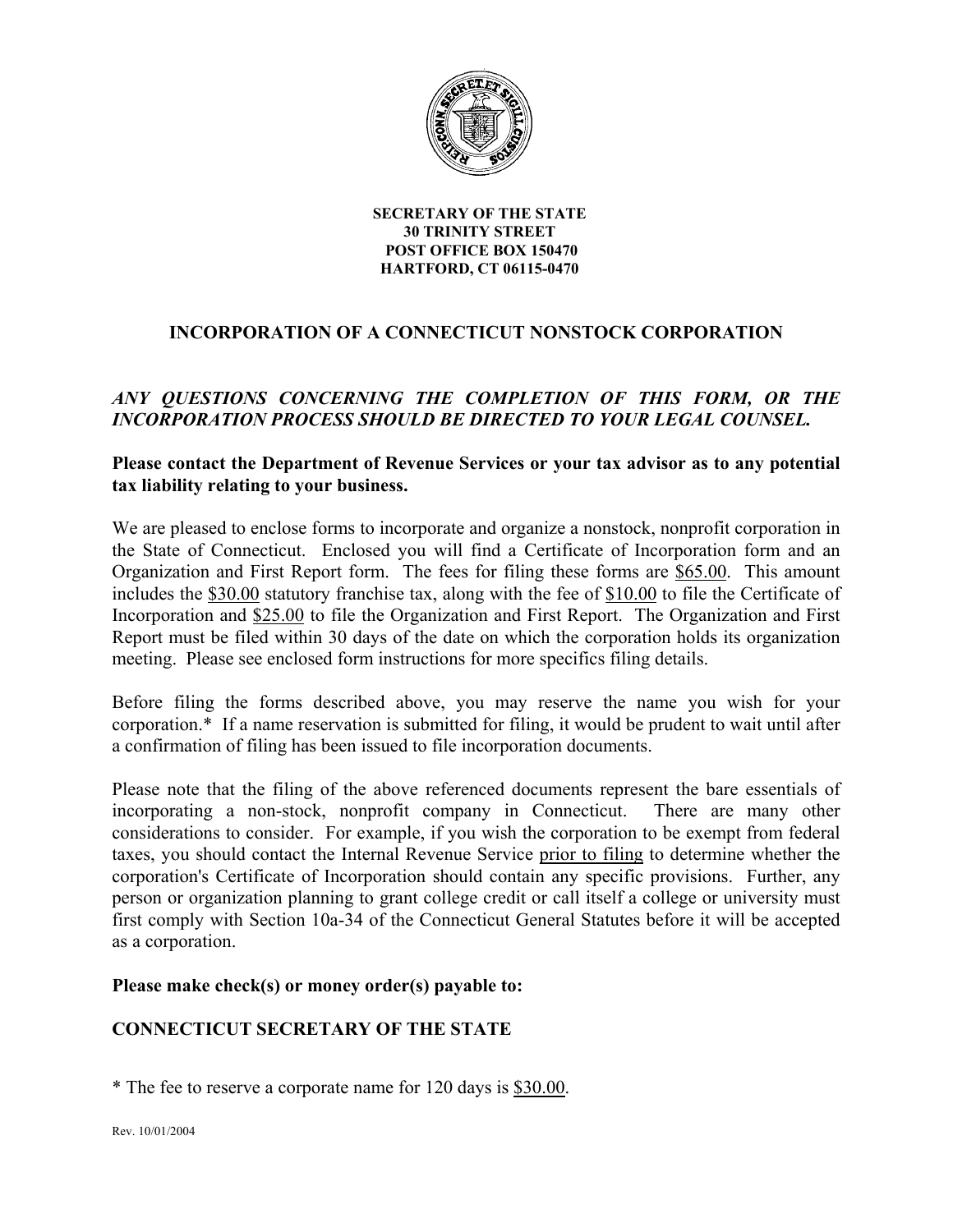**SECRETARY OF THE STATE**
**30 TRINITY STREET**
**POST OFFICE BOX 150470**
**HARTFORD, CT 06115-0470**

## INCORPORATION OF A CONNECTICUT NONSTOCK CORPORATION

***ANY QUESTIONS CONCERNING THE COMPLETION OF THIS FORM, OR THE INCORPORATION PROCESS SHOULD BE DIRECTED TO YOUR LEGAL COUNSEL.***

**Please contact the Department of Revenue Services or your tax advisor as to any potential tax liability relating to your business.**

We are pleased to enclose forms to incorporate and organize a nonstock, nonprofit corporation in the State of Connecticut. Enclosed you will find a Certificate of Incorporation form and an Organization and First Report form. The fees for filing these forms are $65.00. This amount includes the $30.00 statutory franchise tax, along with the fee of $10.00 to file the Certificate of Incorporation and $25.00 to file the Organization and First Report. The Organization and First Report must be filed within 30 days of the date on which the corporation holds its organization meeting. Please see enclosed form instructions for more specifics filing details.

Before filing the forms described above, you may reserve the name you wish for your corporation.* If a name reservation is submitted for filing, it would be prudent to wait until after a confirmation of filing has been issued to file incorporation documents.

Please note that the filing of the above referenced documents represent the bare essentials of incorporating a non-stock, nonprofit company in Connecticut. There are many other considerations to consider. For example, if you wish the corporation to be exempt from federal taxes, you should contact the Internal Revenue Service prior to filing to determine whether the corporation's Certificate of Incorporation should contain any specific provisions. Further, any person or organization planning to grant college credit or call itself a college or university must first comply with Section 10a-34 of the Connecticut General Statutes before it will be accepted as a corporation.

**Please make check(s) or money order(s) payable to:**

**CONNECTICUT SECRETARY OF THE STATE**

* The fee to reserve a corporate name for 120 days is $30.00.

Rev. 10/01/2004